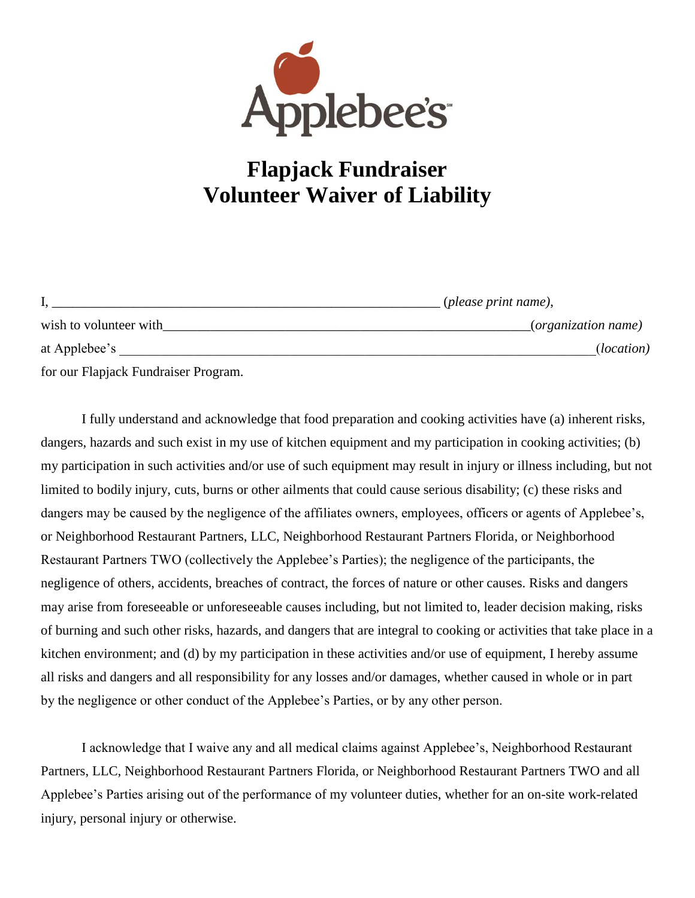Applebee's

# Flapjack Fundraiser
# Volunteer Waiver of Liability

I, ___________________________________________________________ (*please print name*),

wish to volunteer with_________________________________________________________(*organization name*)

at Applebee's _____________________________________________________________________(*location*)

for our Flapjack Fundraiser Program.

I fully understand and acknowledge that food preparation and cooking activities have (a) inherent risks, dangers, hazards and such exist in my use of kitchen equipment and my participation in cooking activities; (b) my participation in such activities and/or use of such equipment may result in injury or illness including, but not limited to bodily injury, cuts, burns or other ailments that could cause serious disability; (c) these risks and dangers may be caused by the negligence of the affiliates owners, employees, officers or agents of Applebee's, or Neighborhood Restaurant Partners, LLC, Neighborhood Restaurant Partners Florida, or Neighborhood Restaurant Partners TWO (collectively the Applebee's Parties); the negligence of the participants, the negligence of others, accidents, breaches of contract, the forces of nature or other causes. Risks and dangers may arise from foreseeable or unforeseeable causes including, but not limited to, leader decision making, risks of burning and such other risks, hazards, and dangers that are integral to cooking or activities that take place in a kitchen environment; and (d) by my participation in these activities and/or use of equipment, I hereby assume all risks and dangers and all responsibility for any losses and/or damages, whether caused in whole or in part by the negligence or other conduct of the Applebee's Parties, or by any other person.

I acknowledge that I waive any and all medical claims against Applebee's, Neighborhood Restaurant Partners, LLC, Neighborhood Restaurant Partners Florida, or Neighborhood Restaurant Partners TWO and all Applebee's Parties arising out of the performance of my volunteer duties, whether for an on-site work-related injury, personal injury or otherwise.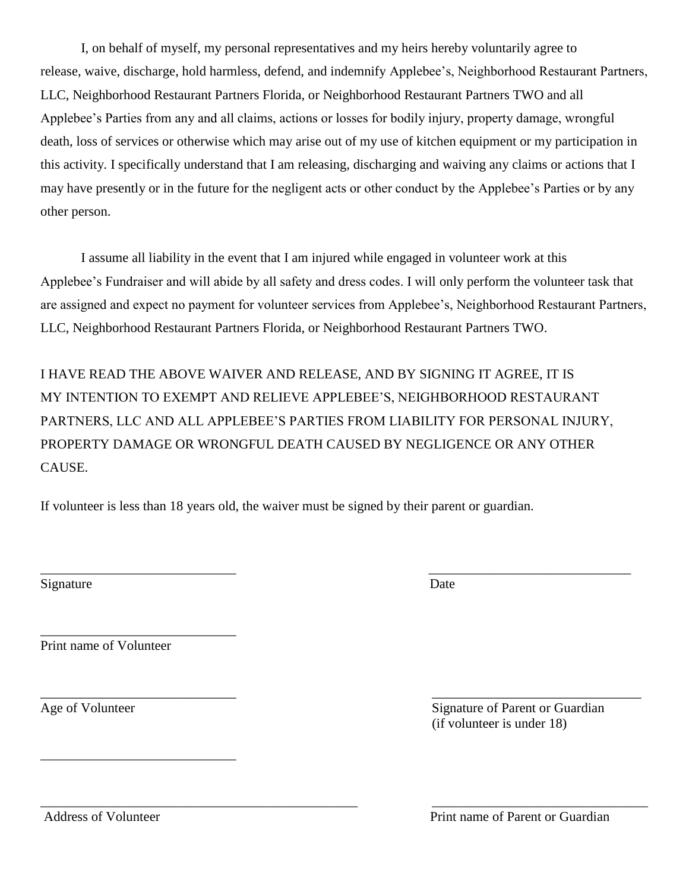I, on behalf of myself, my personal representatives and my heirs hereby voluntarily agree to release, waive, discharge, hold harmless, defend, and indemnify Applebee's, Neighborhood Restaurant Partners, LLC, Neighborhood Restaurant Partners Florida, or Neighborhood Restaurant Partners TWO and all Applebee's Parties from any and all claims, actions or losses for bodily injury, property damage, wrongful death, loss of services or otherwise which may arise out of my use of kitchen equipment or my participation in this activity. I specifically understand that I am releasing, discharging and waiving any claims or actions that I may have presently or in the future for the negligent acts or other conduct by the Applebee's Parties or by any other person.

I assume all liability in the event that I am injured while engaged in volunteer work at this Applebee's Fundraiser and will abide by all safety and dress codes. I will only perform the volunteer task that are assigned and expect no payment for volunteer services from Applebee's, Neighborhood Restaurant Partners, LLC, Neighborhood Restaurant Partners Florida, or Neighborhood Restaurant Partners TWO.

I HAVE READ THE ABOVE WAIVER AND RELEASE, AND BY SIGNING IT AGREE, IT IS MY INTENTION TO EXEMPT AND RELIEVE APPLEBEE'S, NEIGHBORHOOD RESTAURANT PARTNERS, LLC AND ALL APPLEBEE'S PARTIES FROM LIABILITY FOR PERSONAL INJURY, PROPERTY DAMAGE OR WRONGFUL DEATH CAUSED BY NEGLIGENCE OR ANY OTHER CAUSE.

If volunteer is less than 18 years old, the waiver must be signed by their parent or guardian.

_____________________________ _____________________________

Signature Date

_____________________________

Print name of Volunteer

_____________________________ _____________________________

Age of Volunteer Signature of Parent or Guardian (if volunteer is under 18)

_____________________________

_______________________________________________ _____________________________

Address of Volunteer Print name of Parent or Guardian